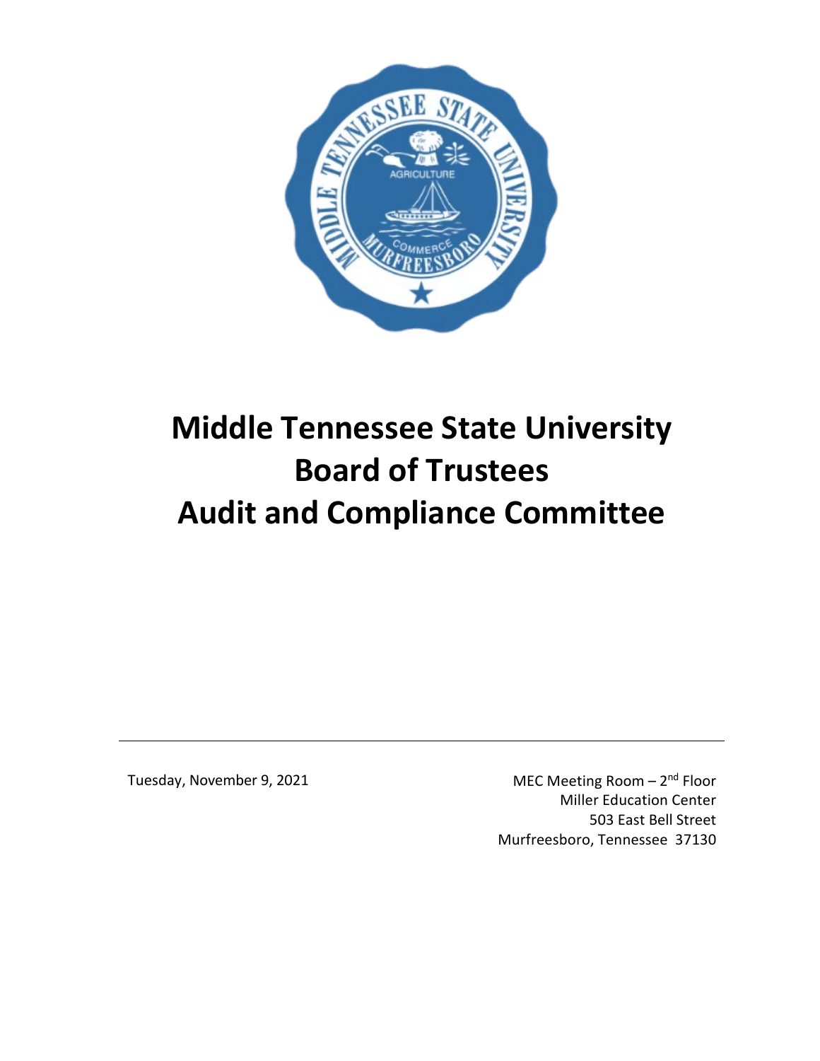# Middle Tennessee State University Board of Trustees Audit and Compliance Committee

Tuesday, November 9, 2021

MEC Meeting Room – 2nd Floor
Miller Education Center
503 East Bell Street
Murfreesboro, Tennessee 37130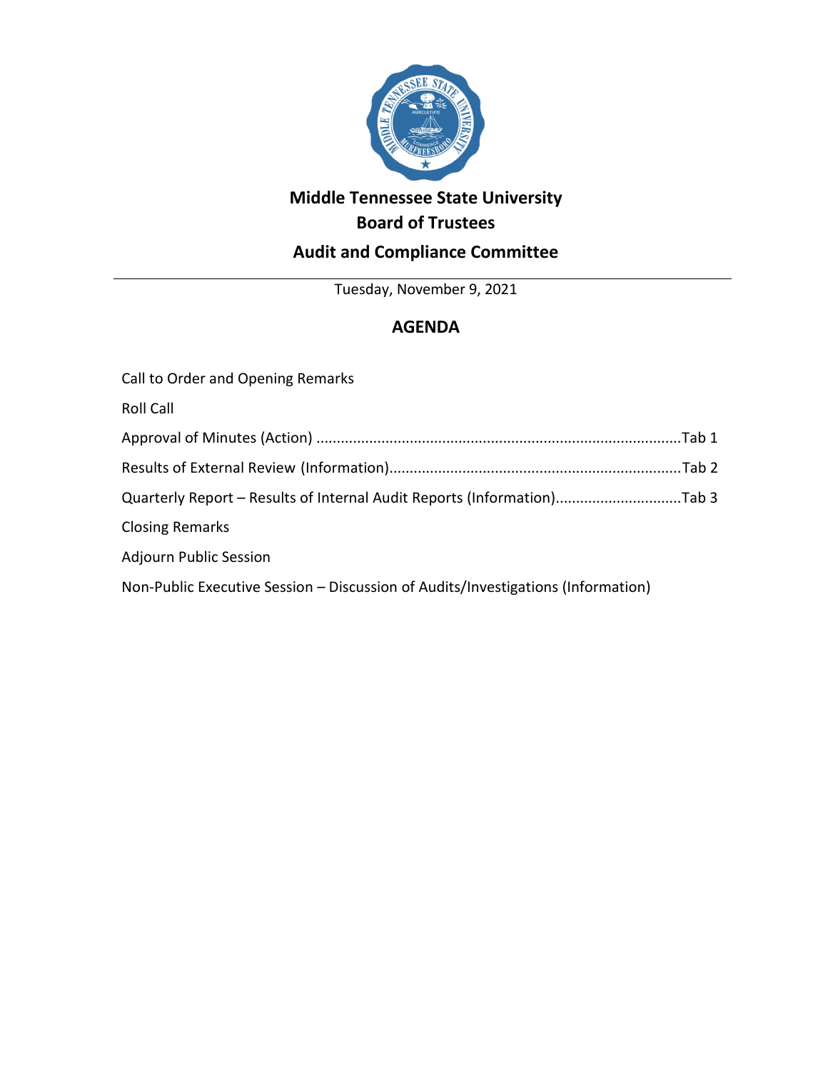# Middle Tennessee State University

## Board of Trustees

## Audit and Compliance Committee

Tuesday, November 9, 2021

## AGENDA

Call to Order and Opening Remarks

Roll Call

Approval of Minutes (Action) ........................................................................................Tab 1

Results of External Review (Information).......................................................................Tab 2

Quarterly Report – Results of Internal Audit Reports (Information)..............................Tab 3

Closing Remarks

Adjourn Public Session

Non-Public Executive Session – Discussion of Audits/Investigations (Information)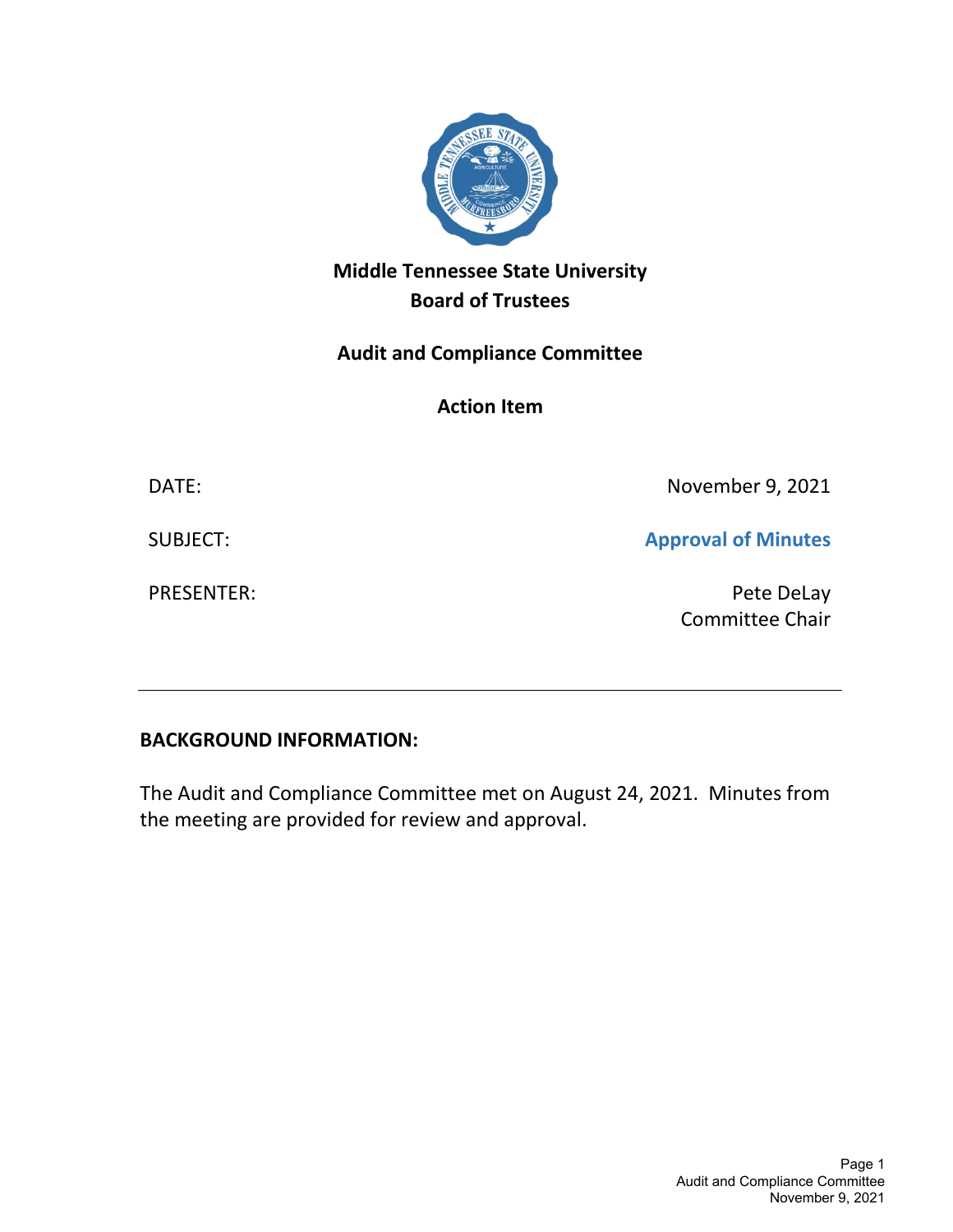**Middle Tennessee State University**
**Board of Trustees**

**Audit and Compliance Committee**

**Action Item**

| | |
|---|---|
| DATE: | November 9, 2021 |
| SUBJECT: | **Approval of Minutes** |
| PRESENTER: | Pete DeLay<br>Committee Chair |

---

**BACKGROUND INFORMATION:**

The Audit and Compliance Committee met on August 24, 2021. Minutes from the meeting are provided for review and approval.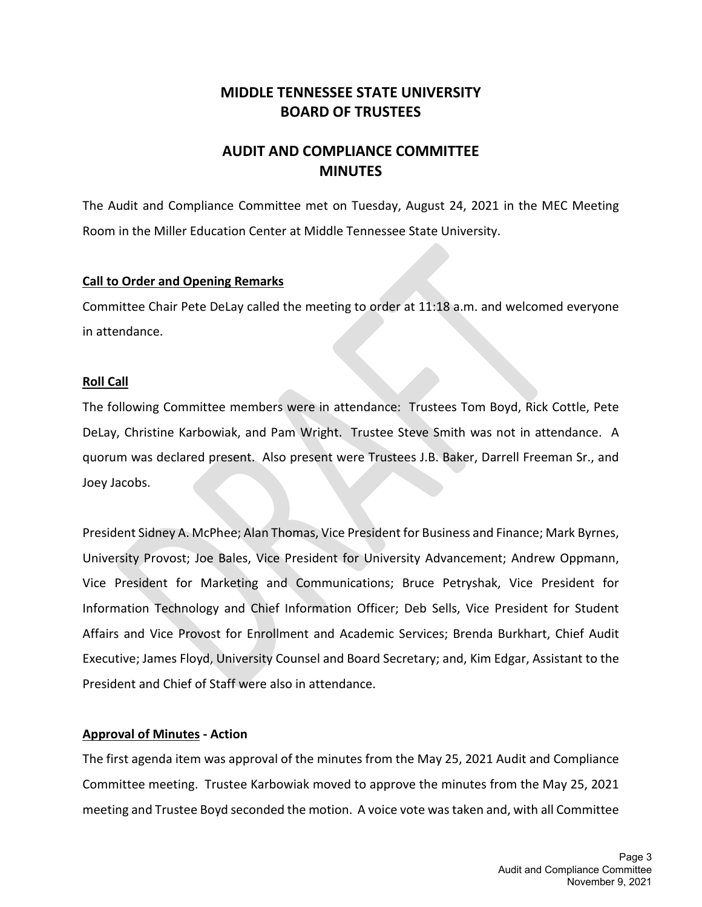# MIDDLE TENNESSEE STATE UNIVERSITY
# BOARD OF TRUSTEES

## AUDIT AND COMPLIANCE COMMITTEE
## MINUTES

The Audit and Compliance Committee met on Tuesday, August 24, 2021 in the MEC Meeting Room in the Miller Education Center at Middle Tennessee State University.

**Call to Order and Opening Remarks**

Committee Chair Pete DeLay called the meeting to order at 11:18 a.m. and welcomed everyone in attendance.

**Roll Call**

The following Committee members were in attendance: Trustees Tom Boyd, Rick Cottle, Pete DeLay, Christine Karbowiak, and Pam Wright. Trustee Steve Smith was not in attendance. A quorum was declared present. Also present were Trustees J.B. Baker, Darrell Freeman Sr., and Joey Jacobs.

President Sidney A. McPhee; Alan Thomas, Vice President for Business and Finance; Mark Byrnes, University Provost; Joe Bales, Vice President for University Advancement; Andrew Oppmann, Vice President for Marketing and Communications; Bruce Petryshak, Vice President for Information Technology and Chief Information Officer; Deb Sells, Vice President for Student Affairs and Vice Provost for Enrollment and Academic Services; Brenda Burkhart, Chief Audit Executive; James Floyd, University Counsel and Board Secretary; and, Kim Edgar, Assistant to the President and Chief of Staff were also in attendance.

**Approval of Minutes - Action**

The first agenda item was approval of the minutes from the May 25, 2021 Audit and Compliance Committee meeting. Trustee Karbowiak moved to approve the minutes from the May 25, 2021 meeting and Trustee Boyd seconded the motion. A voice vote was taken and, with all Committee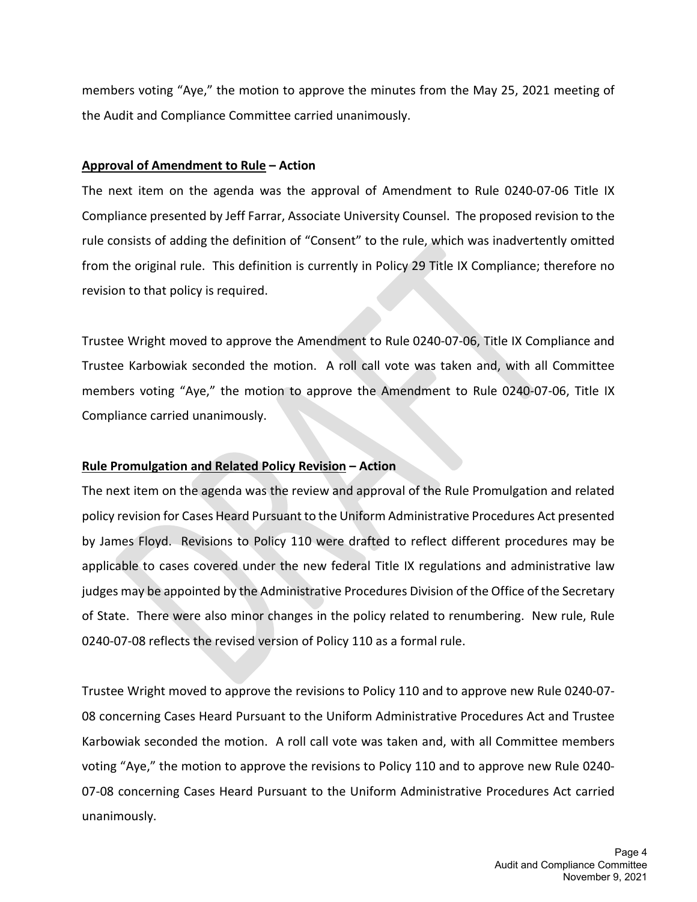members voting "Aye," the motion to approve the minutes from the May 25, 2021 meeting of the Audit and Compliance Committee carried unanimously.

**Approval of Amendment to Rule – Action**

The next item on the agenda was the approval of Amendment to Rule 0240-07-06 Title IX Compliance presented by Jeff Farrar, Associate University Counsel. The proposed revision to the rule consists of adding the definition of "Consent" to the rule, which was inadvertently omitted from the original rule. This definition is currently in Policy 29 Title IX Compliance; therefore no revision to that policy is required.

Trustee Wright moved to approve the Amendment to Rule 0240-07-06, Title IX Compliance and Trustee Karbowiak seconded the motion. A roll call vote was taken and, with all Committee members voting "Aye," the motion to approve the Amendment to Rule 0240-07-06, Title IX Compliance carried unanimously.

**Rule Promulgation and Related Policy Revision – Action**

The next item on the agenda was the review and approval of the Rule Promulgation and related policy revision for Cases Heard Pursuant to the Uniform Administrative Procedures Act presented by James Floyd. Revisions to Policy 110 were drafted to reflect different procedures may be applicable to cases covered under the new federal Title IX regulations and administrative law judges may be appointed by the Administrative Procedures Division of the Office of the Secretary of State. There were also minor changes in the policy related to renumbering. New rule, Rule 0240-07-08 reflects the revised version of Policy 110 as a formal rule.

Trustee Wright moved to approve the revisions to Policy 110 and to approve new Rule 0240-07-08 concerning Cases Heard Pursuant to the Uniform Administrative Procedures Act and Trustee Karbowiak seconded the motion. A roll call vote was taken and, with all Committee members voting "Aye," the motion to approve the revisions to Policy 110 and to approve new Rule 0240-07-08 concerning Cases Heard Pursuant to the Uniform Administrative Procedures Act carried unanimously.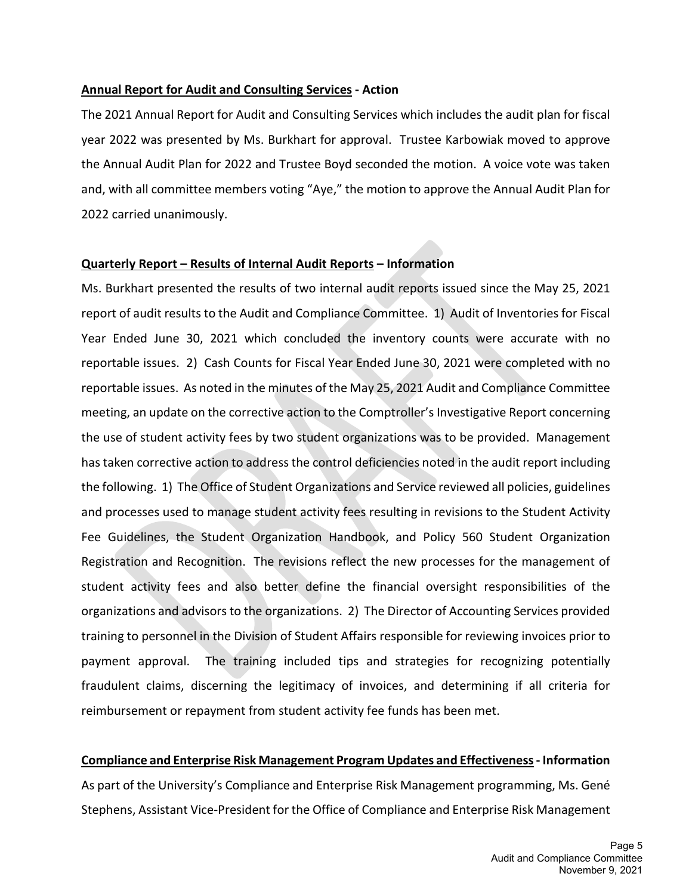**Annual Report for Audit and Consulting Services - Action**

The 2021 Annual Report for Audit and Consulting Services which includes the audit plan for fiscal year 2022 was presented by Ms. Burkhart for approval. Trustee Karbowiak moved to approve the Annual Audit Plan for 2022 and Trustee Boyd seconded the motion. A voice vote was taken and, with all committee members voting "Aye," the motion to approve the Annual Audit Plan for 2022 carried unanimously.

**Quarterly Report – Results of Internal Audit Reports – Information**

Ms. Burkhart presented the results of two internal audit reports issued since the May 25, 2021 report of audit results to the Audit and Compliance Committee. 1) Audit of Inventories for Fiscal Year Ended June 30, 2021 which concluded the inventory counts were accurate with no reportable issues. 2) Cash Counts for Fiscal Year Ended June 30, 2021 were completed with no reportable issues. As noted in the minutes of the May 25, 2021 Audit and Compliance Committee meeting, an update on the corrective action to the Comptroller's Investigative Report concerning the use of student activity fees by two student organizations was to be provided. Management has taken corrective action to address the control deficiencies noted in the audit report including the following. 1) The Office of Student Organizations and Service reviewed all policies, guidelines and processes used to manage student activity fees resulting in revisions to the Student Activity Fee Guidelines, the Student Organization Handbook, and Policy 560 Student Organization Registration and Recognition. The revisions reflect the new processes for the management of student activity fees and also better define the financial oversight responsibilities of the organizations and advisors to the organizations. 2) The Director of Accounting Services provided training to personnel in the Division of Student Affairs responsible for reviewing invoices prior to payment approval. The training included tips and strategies for recognizing potentially fraudulent claims, discerning the legitimacy of invoices, and determining if all criteria for reimbursement or repayment from student activity fee funds has been met.

**Compliance and Enterprise Risk Management Program Updates and Effectiveness - Information**

As part of the University's Compliance and Enterprise Risk Management programming, Ms. Gené Stephens, Assistant Vice-President for the Office of Compliance and Enterprise Risk Management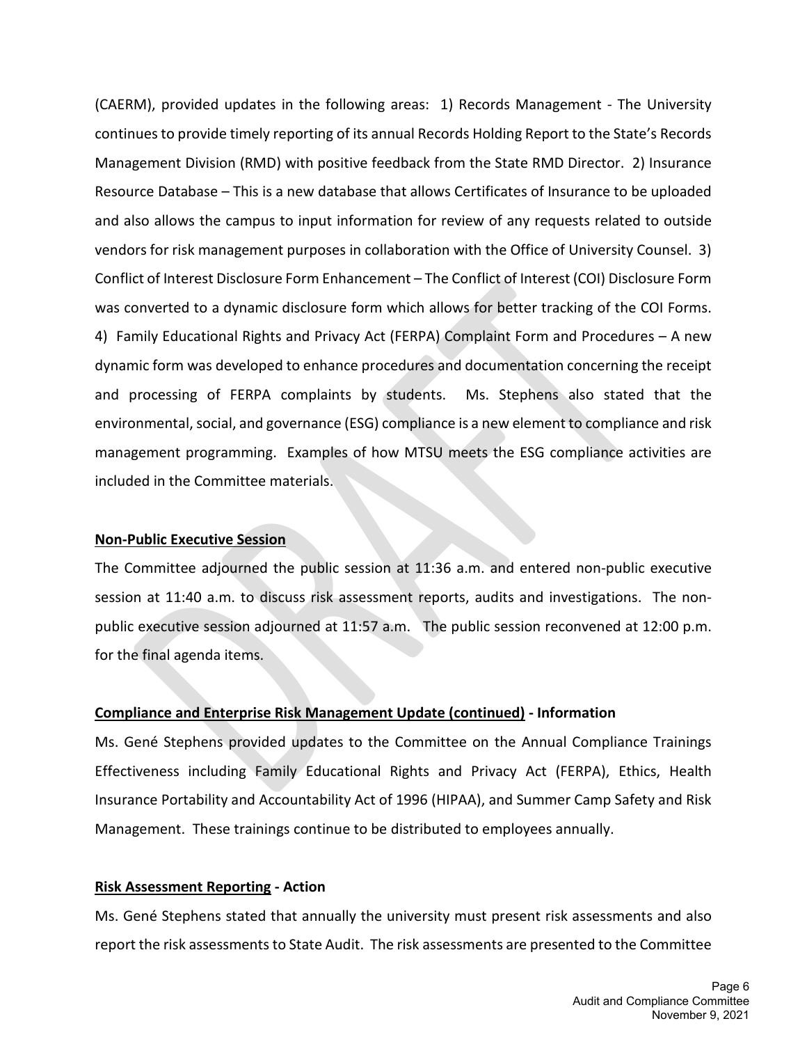(CAERM), provided updates in the following areas: 1) Records Management - The University continues to provide timely reporting of its annual Records Holding Report to the State's Records Management Division (RMD) with positive feedback from the State RMD Director. 2) Insurance Resource Database – This is a new database that allows Certificates of Insurance to be uploaded and also allows the campus to input information for review of any requests related to outside vendors for risk management purposes in collaboration with the Office of University Counsel. 3) Conflict of Interest Disclosure Form Enhancement – The Conflict of Interest (COI) Disclosure Form was converted to a dynamic disclosure form which allows for better tracking of the COI Forms. 4) Family Educational Rights and Privacy Act (FERPA) Complaint Form and Procedures – A new dynamic form was developed to enhance procedures and documentation concerning the receipt and processing of FERPA complaints by students. Ms. Stephens also stated that the environmental, social, and governance (ESG) compliance is a new element to compliance and risk management programming. Examples of how MTSU meets the ESG compliance activities are included in the Committee materials.

**Non-Public Executive Session**

The Committee adjourned the public session at 11:36 a.m. and entered non-public executive session at 11:40 a.m. to discuss risk assessment reports, audits and investigations. The non-public executive session adjourned at 11:57 a.m. The public session reconvened at 12:00 p.m. for the final agenda items.

**Compliance and Enterprise Risk Management Update (continued) - Information**

Ms. Gené Stephens provided updates to the Committee on the Annual Compliance Trainings Effectiveness including Family Educational Rights and Privacy Act (FERPA), Ethics, Health Insurance Portability and Accountability Act of 1996 (HIPAA), and Summer Camp Safety and Risk Management. These trainings continue to be distributed to employees annually.

**Risk Assessment Reporting - Action**

Ms. Gené Stephens stated that annually the university must present risk assessments and also report the risk assessments to State Audit. The risk assessments are presented to the Committee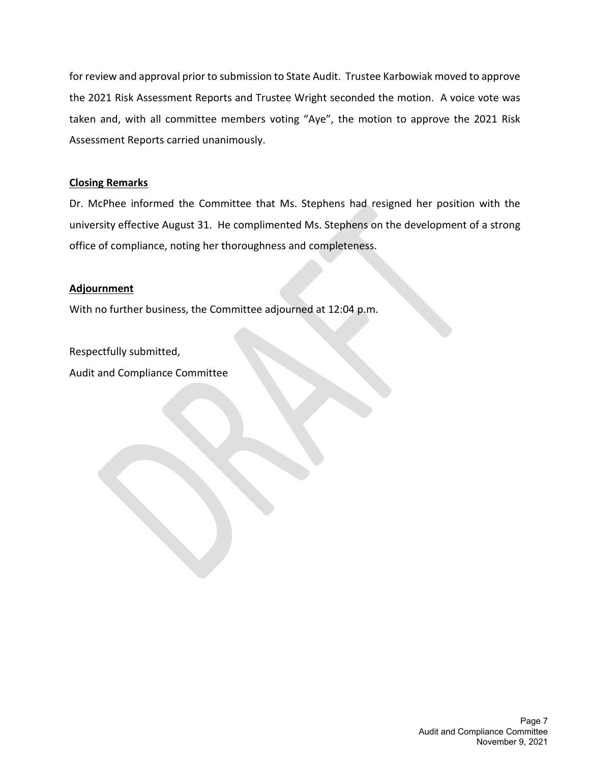for review and approval prior to submission to State Audit. Trustee Karbowiak moved to approve the 2021 Risk Assessment Reports and Trustee Wright seconded the motion. A voice vote was taken and, with all committee members voting "Aye", the motion to approve the 2021 Risk Assessment Reports carried unanimously.

**Closing Remarks**

Dr. McPhee informed the Committee that Ms. Stephens had resigned her position with the university effective August 31. He complimented Ms. Stephens on the development of a strong office of compliance, noting her thoroughness and completeness.

**Adjournment**

With no further business, the Committee adjourned at 12:04 p.m.

Respectfully submitted,
Audit and Compliance Committee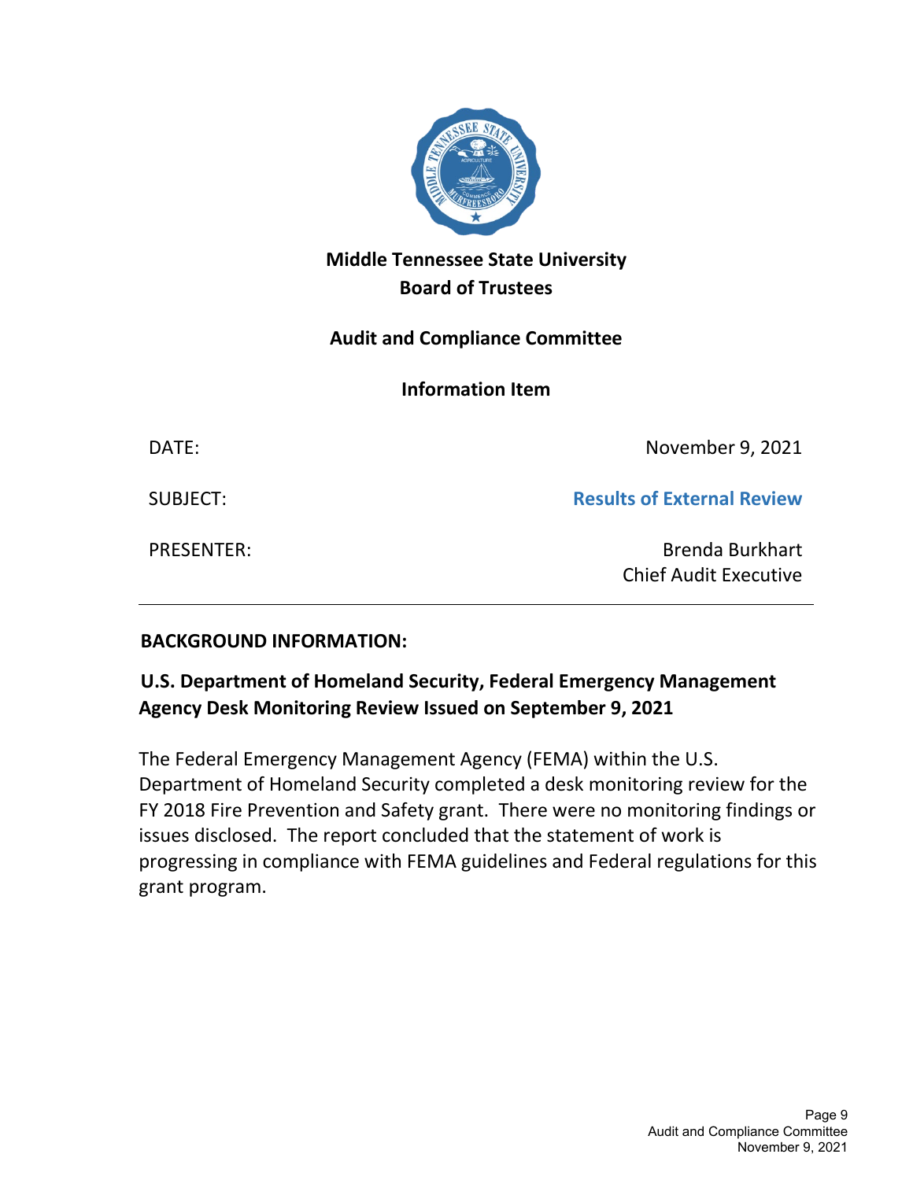**Middle Tennessee State University**
**Board of Trustees**

**Audit and Compliance Committee**

**Information Item**

| | |
|---|---|
| DATE: | November 9, 2021 |
| SUBJECT: | **Results of External Review** |
| PRESENTER: | Brenda Burkhart<br>Chief Audit Executive |

---

**BACKGROUND INFORMATION:**

**U.S. Department of Homeland Security, Federal Emergency Management Agency Desk Monitoring Review Issued on September 9, 2021**

The Federal Emergency Management Agency (FEMA) within the U.S. Department of Homeland Security completed a desk monitoring review for the FY 2018 Fire Prevention and Safety grant. There were no monitoring findings or issues disclosed. The report concluded that the statement of work is progressing in compliance with FEMA guidelines and Federal regulations for this grant program.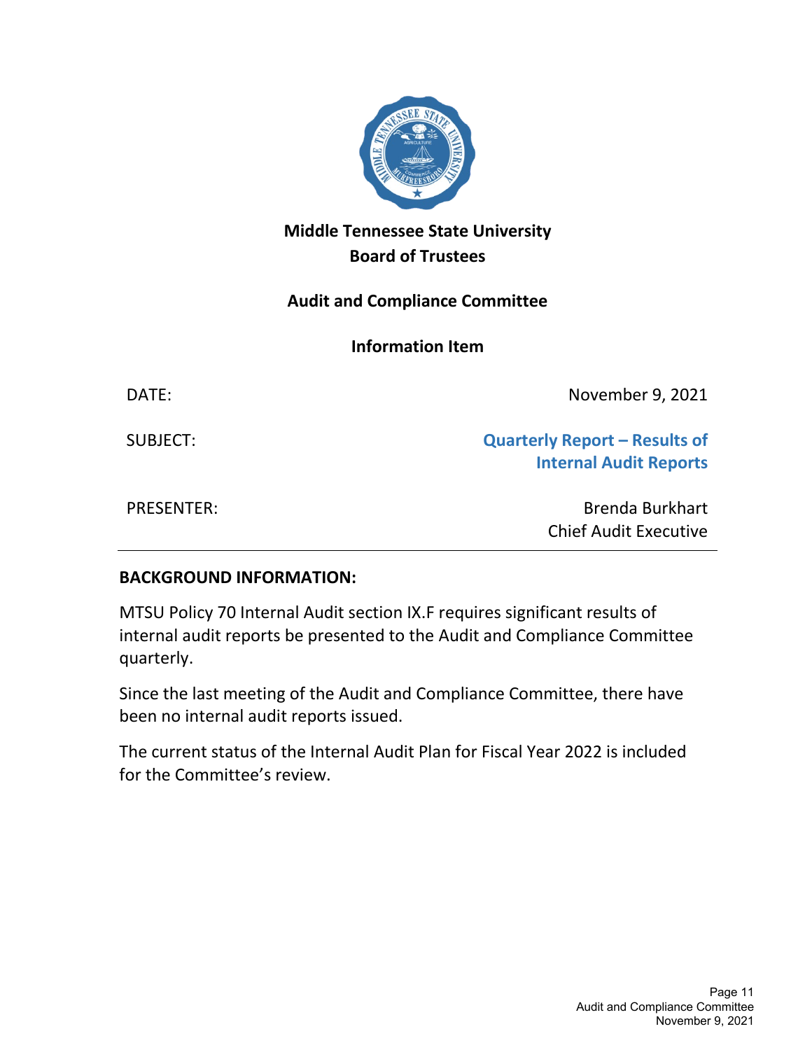# Middle Tennessee State University
# Board of Trustees

## Audit and Compliance Committee

### Information Item

| | |
|---|---|
| DATE: | November 9, 2021 |
| SUBJECT: | **Quarterly Report – Results of Internal Audit Reports** |
| PRESENTER: | Brenda Burkhart<br>Chief Audit Executive |

---

**BACKGROUND INFORMATION:**

MTSU Policy 70 Internal Audit section IX.F requires significant results of internal audit reports be presented to the Audit and Compliance Committee quarterly.

Since the last meeting of the Audit and Compliance Committee, there have been no internal audit reports issued.

The current status of the Internal Audit Plan for Fiscal Year 2022 is included for the Committee's review.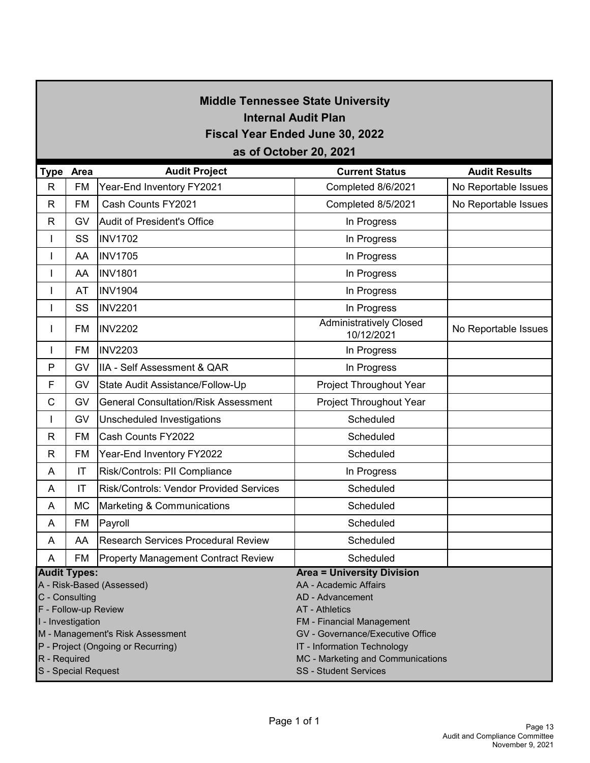# Middle Tennessee State University
## Internal Audit Plan
## Fiscal Year Ended June 30, 2022
## as of October 20, 2021

| Type | Area | Audit Project | Current Status | Audit Results |
|---|---|---|---|---|
| R | FM | Year-End Inventory FY2021 | Completed 8/6/2021 | No Reportable Issues |
| R | FM | Cash Counts FY2021 | Completed 8/5/2021 | No Reportable Issues |
| R | GV | Audit of President's Office | In Progress | |
| I | SS | INV1702 | In Progress | |
| I | AA | INV1705 | In Progress | |
| I | AA | INV1801 | In Progress | |
| I | AT | INV1904 | In Progress | |
| I | SS | INV2201 | In Progress | |
| I | FM | INV2202 | Administratively Closed 10/12/2021 | No Reportable Issues |
| I | FM | INV2203 | In Progress | |
| P | GV | IIA - Self Assessment & QAR | In Progress | |
| F | GV | State Audit Assistance/Follow-Up | Project Throughout Year | |
| C | GV | General Consultation/Risk Assessment | Project Throughout Year | |
| I | GV | Unscheduled Investigations | Scheduled | |
| R | FM | Cash Counts FY2022 | Scheduled | |
| R | FM | Year-End Inventory FY2022 | Scheduled | |
| A | IT | Risk/Controls: PII Compliance | In Progress | |
| A | IT | Risk/Controls: Vendor Provided Services | Scheduled | |
| A | MC | Marketing & Communications | Scheduled | |
| A | FM | Payroll | Scheduled | |
| A | AA | Research Services Procedural Review | Scheduled | |
| A | FM | Property Management Contract Review | Scheduled | |

**Audit Types:**
A - Risk-Based (Assessed)
C - Consulting
F - Follow-up Review
I - Investigation
M - Management's Risk Assessment
P - Project (Ongoing or Recurring)
R - Required
S - Special Request

**Area = University Division**
AA - Academic Affairs
AD - Advancement
AT - Athletics
FM - Financial Management
GV - Governance/Executive Office
IT - Information Technology
MC - Marketing and Communications
SS - Student Services